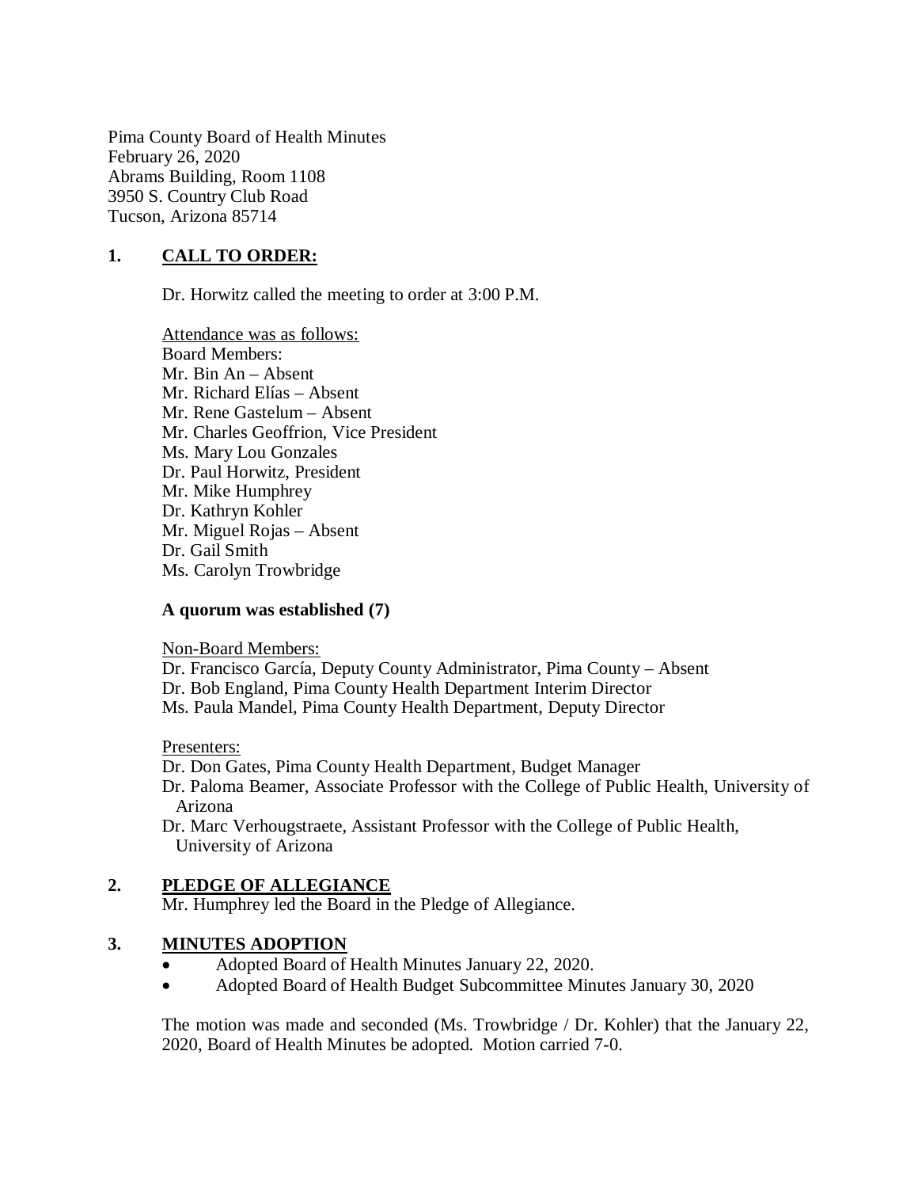Pima County Board of Health Minutes
February 26, 2020
Abrams Building, Room 1108
3950 S. Country Club Road
Tucson, Arizona 85714

## 1. CALL TO ORDER:

Dr. Horwitz called the meeting to order at 3:00 P.M.

Attendance was as follows:
Board Members:
Mr. Bin An – Absent
Mr. Richard Elías – Absent
Mr. Rene Gastelum – Absent
Mr. Charles Geoffrion, Vice President
Ms. Mary Lou Gonzales
Dr. Paul Horwitz, President
Mr. Mike Humphrey
Dr. Kathryn Kohler
Mr. Miguel Rojas – Absent
Dr. Gail Smith
Ms. Carolyn Trowbridge

**A quorum was established (7)**

Non-Board Members:
Dr. Francisco García, Deputy County Administrator, Pima County – Absent
Dr. Bob England, Pima County Health Department Interim Director
Ms. Paula Mandel, Pima County Health Department, Deputy Director

Presenters:
Dr. Don Gates, Pima County Health Department, Budget Manager
Dr. Paloma Beamer, Associate Professor with the College of Public Health, University of Arizona
Dr. Marc Verhougstraete, Assistant Professor with the College of Public Health, University of Arizona

## 2. PLEDGE OF ALLEGIANCE

Mr. Humphrey led the Board in the Pledge of Allegiance.

## 3. MINUTES ADOPTION

- Adopted Board of Health Minutes January 22, 2020.
- Adopted Board of Health Budget Subcommittee Minutes January 30, 2020

The motion was made and seconded (Ms. Trowbridge / Dr. Kohler) that the January 22, 2020, Board of Health Minutes be adopted. Motion carried 7-0.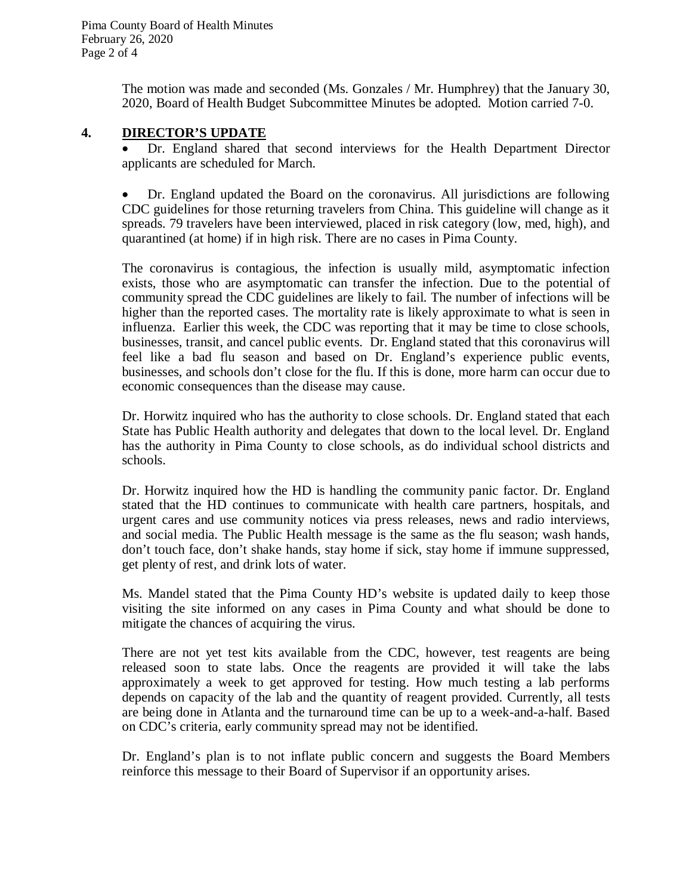The motion was made and seconded (Ms. Gonzales / Mr. Humphrey) that the January 30, 2020, Board of Health Budget Subcommittee Minutes be adopted. Motion carried 7-0.

## 4. DIRECTOR'S UPDATE

- Dr. England shared that second interviews for the Health Department Director applicants are scheduled for March.

- Dr. England updated the Board on the coronavirus. All jurisdictions are following CDC guidelines for those returning travelers from China. This guideline will change as it spreads. 79 travelers have been interviewed, placed in risk category (low, med, high), and quarantined (at home) if in high risk. There are no cases in Pima County.

The coronavirus is contagious, the infection is usually mild, asymptomatic infection exists, those who are asymptomatic can transfer the infection. Due to the potential of community spread the CDC guidelines are likely to fail. The number of infections will be higher than the reported cases. The mortality rate is likely approximate to what is seen in influenza. Earlier this week, the CDC was reporting that it may be time to close schools, businesses, transit, and cancel public events. Dr. England stated that this coronavirus will feel like a bad flu season and based on Dr. England's experience public events, businesses, and schools don't close for the flu. If this is done, more harm can occur due to economic consequences than the disease may cause.

Dr. Horwitz inquired who has the authority to close schools. Dr. England stated that each State has Public Health authority and delegates that down to the local level. Dr. England has the authority in Pima County to close schools, as do individual school districts and schools.

Dr. Horwitz inquired how the HD is handling the community panic factor. Dr. England stated that the HD continues to communicate with health care partners, hospitals, and urgent cares and use community notices via press releases, news and radio interviews, and social media. The Public Health message is the same as the flu season; wash hands, don't touch face, don't shake hands, stay home if sick, stay home if immune suppressed, get plenty of rest, and drink lots of water.

Ms. Mandel stated that the Pima County HD's website is updated daily to keep those visiting the site informed on any cases in Pima County and what should be done to mitigate the chances of acquiring the virus.

There are not yet test kits available from the CDC, however, test reagents are being released soon to state labs. Once the reagents are provided it will take the labs approximately a week to get approved for testing. How much testing a lab performs depends on capacity of the lab and the quantity of reagent provided. Currently, all tests are being done in Atlanta and the turnaround time can be up to a week-and-a-half. Based on CDC's criteria, early community spread may not be identified.

Dr. England's plan is to not inflate public concern and suggests the Board Members reinforce this message to their Board of Supervisor if an opportunity arises.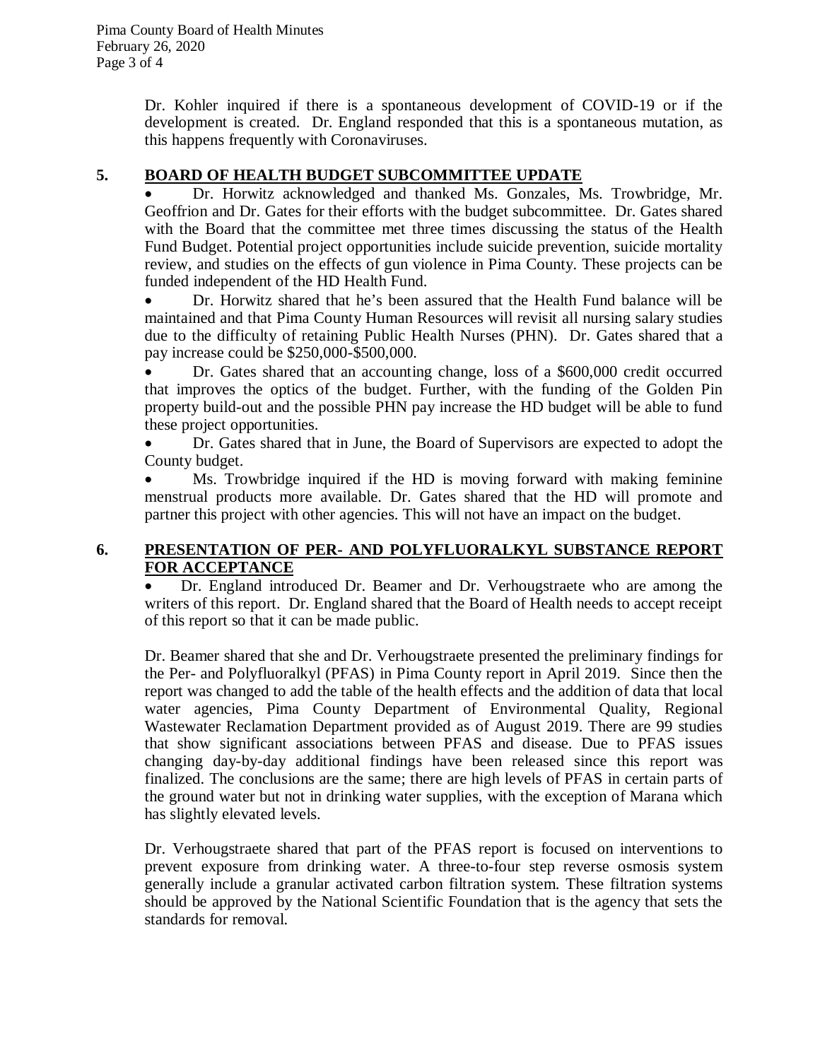Dr. Kohler inquired if there is a spontaneous development of COVID-19 or if the development is created. Dr. England responded that this is a spontaneous mutation, as this happens frequently with Coronaviruses.

## 5. BOARD OF HEALTH BUDGET SUBCOMMITTEE UPDATE

- Dr. Horwitz acknowledged and thanked Ms. Gonzales, Ms. Trowbridge, Mr. Geoffrion and Dr. Gates for their efforts with the budget subcommittee. Dr. Gates shared with the Board that the committee met three times discussing the status of the Health Fund Budget. Potential project opportunities include suicide prevention, suicide mortality review, and studies on the effects of gun violence in Pima County. These projects can be funded independent of the HD Health Fund.
- Dr. Horwitz shared that he's been assured that the Health Fund balance will be maintained and that Pima County Human Resources will revisit all nursing salary studies due to the difficulty of retaining Public Health Nurses (PHN). Dr. Gates shared that a pay increase could be $250,000-$500,000.
- Dr. Gates shared that an accounting change, loss of a $600,000 credit occurred that improves the optics of the budget. Further, with the funding of the Golden Pin property build-out and the possible PHN pay increase the HD budget will be able to fund these project opportunities.
- Dr. Gates shared that in June, the Board of Supervisors are expected to adopt the County budget.
- Ms. Trowbridge inquired if the HD is moving forward with making feminine menstrual products more available. Dr. Gates shared that the HD will promote and partner this project with other agencies. This will not have an impact on the budget.

## 6. PRESENTATION OF PER- AND POLYFLUORALKYL SUBSTANCE REPORT FOR ACCEPTANCE

- Dr. England introduced Dr. Beamer and Dr. Verhougstraete who are among the writers of this report. Dr. England shared that the Board of Health needs to accept receipt of this report so that it can be made public.

Dr. Beamer shared that she and Dr. Verhougstraete presented the preliminary findings for the Per- and Polyfluoralkyl (PFAS) in Pima County report in April 2019. Since then the report was changed to add the table of the health effects and the addition of data that local water agencies, Pima County Department of Environmental Quality, Regional Wastewater Reclamation Department provided as of August 2019. There are 99 studies that show significant associations between PFAS and disease. Due to PFAS issues changing day-by-day additional findings have been released since this report was finalized. The conclusions are the same; there are high levels of PFAS in certain parts of the ground water but not in drinking water supplies, with the exception of Marana which has slightly elevated levels.

Dr. Verhougstraete shared that part of the PFAS report is focused on interventions to prevent exposure from drinking water. A three-to-four step reverse osmosis system generally include a granular activated carbon filtration system. These filtration systems should be approved by the National Scientific Foundation that is the agency that sets the standards for removal.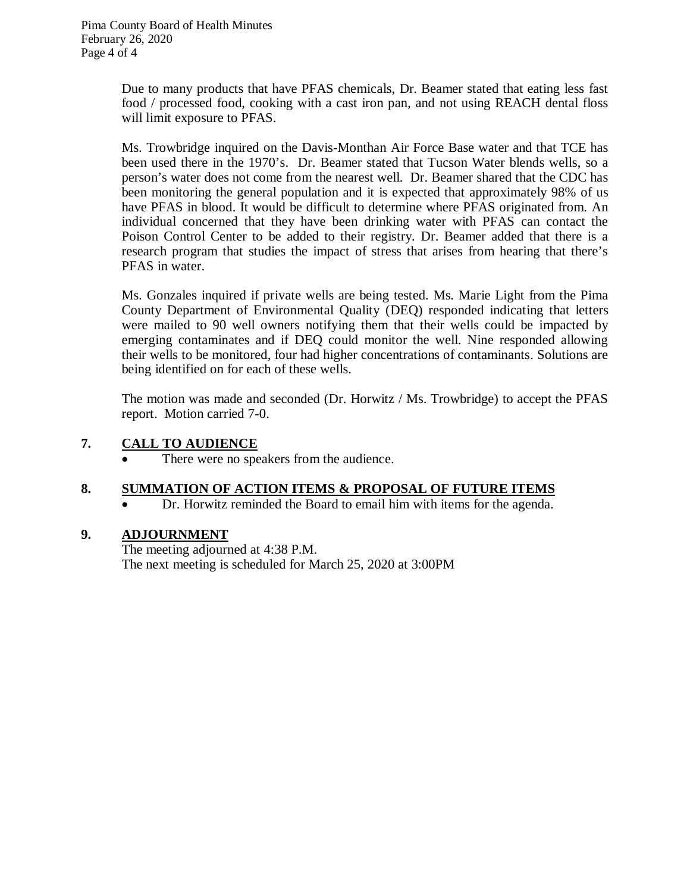Due to many products that have PFAS chemicals, Dr. Beamer stated that eating less fast food / processed food, cooking with a cast iron pan, and not using REACH dental floss will limit exposure to PFAS.

Ms. Trowbridge inquired on the Davis-Monthan Air Force Base water and that TCE has been used there in the 1970's. Dr. Beamer stated that Tucson Water blends wells, so a person's water does not come from the nearest well. Dr. Beamer shared that the CDC has been monitoring the general population and it is expected that approximately 98% of us have PFAS in blood. It would be difficult to determine where PFAS originated from. An individual concerned that they have been drinking water with PFAS can contact the Poison Control Center to be added to their registry. Dr. Beamer added that there is a research program that studies the impact of stress that arises from hearing that there's PFAS in water.

Ms. Gonzales inquired if private wells are being tested. Ms. Marie Light from the Pima County Department of Environmental Quality (DEQ) responded indicating that letters were mailed to 90 well owners notifying them that their wells could be impacted by emerging contaminates and if DEQ could monitor the well. Nine responded allowing their wells to be monitored, four had higher concentrations of contaminants. Solutions are being identified on for each of these wells.

The motion was made and seconded (Dr. Horwitz / Ms. Trowbridge) to accept the PFAS report. Motion carried 7-0.

## 7. CALL TO AUDIENCE

- There were no speakers from the audience.

## 8. SUMMATION OF ACTION ITEMS & PROPOSAL OF FUTURE ITEMS

- Dr. Horwitz reminded the Board to email him with items for the agenda.

## 9. ADJOURNMENT

The meeting adjourned at 4:38 P.M.
The next meeting is scheduled for March 25, 2020 at 3:00PM